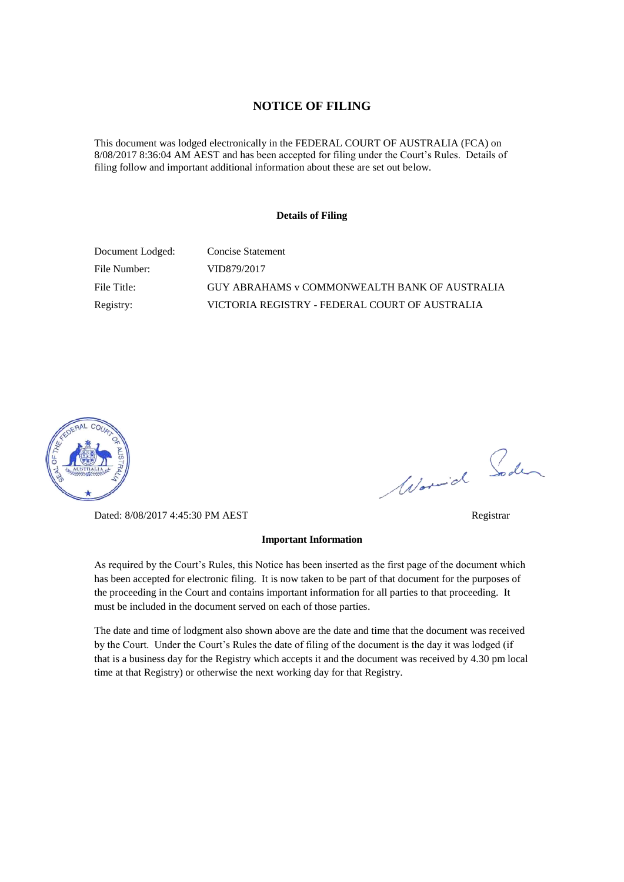# NOTICE OF FILING

This document was lodged electronically in the FEDERAL COURT OF AUSTRALIA (FCA) on 8/08/2017 8:36:04 AM AEST and has been accepted for filing under the Court's Rules. Details of filing follow and important additional information about these are set out below.

**Details of Filing**

| | |
|---|---|
| Document Lodged: | Concise Statement |
| File Number: | VID879/2017 |
| File Title: | GUY ABRAHAMS v COMMONWEALTH BANK OF AUSTRALIA |
| Registry: | VICTORIA REGISTRY - FEDERAL COURT OF AUSTRALIA |

Dated: 8/08/2017 4:45:30 PM AEST

Registrar

**Important Information**

As required by the Court's Rules, this Notice has been inserted as the first page of the document which has been accepted for electronic filing. It is now taken to be part of that document for the purposes of the proceeding in the Court and contains important information for all parties to that proceeding. It must be included in the document served on each of those parties.

The date and time of lodgment also shown above are the date and time that the document was received by the Court. Under the Court's Rules the date of filing of the document is the day it was lodged (if that is a business day for the Registry which accepts it and the document was received by 4.30 pm local time at that Registry) or otherwise the next working day for that Registry.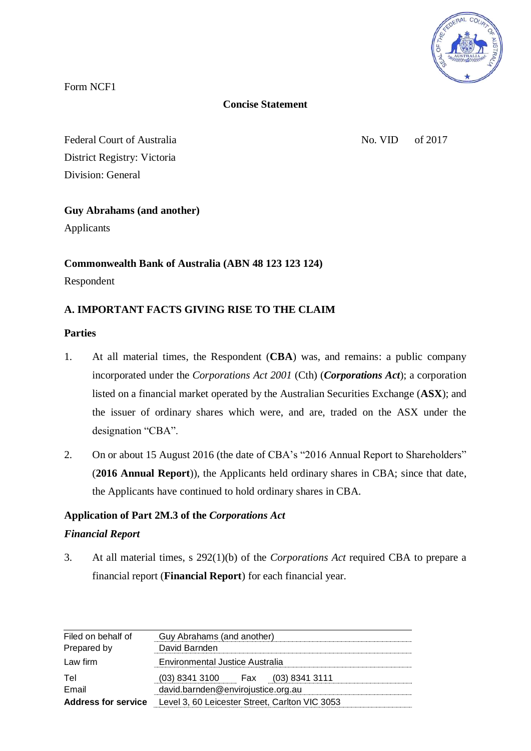Form NCF1

**Concise Statement**

Federal Court of Australia No. VID of 2017
District Registry: Victoria
Division: General

**Guy Abrahams (and another)**
Applicants

**Commonwealth Bank of Australia (ABN 48 123 123 124)**
Respondent

## A. IMPORTANT FACTS GIVING RISE TO THE CLAIM

### Parties

1. At all material times, the Respondent (**CBA**) was, and remains: a public company incorporated under the *Corporations Act 2001* (Cth) (***Corporations Act***); a corporation listed on a financial market operated by the Australian Securities Exchange (**ASX**); and the issuer of ordinary shares which were, and are, traded on the ASX under the designation "CBA".

2. On or about 15 August 2016 (the date of CBA's "2016 Annual Report to Shareholders" (**2016 Annual Report**)), the Applicants held ordinary shares in CBA; since that date, the Applicants have continued to hold ordinary shares in CBA.

### Application of Part 2M.3 of the *Corporations Act*

#### *Financial Report*

3. At all material times, s 292(1)(b) of the *Corporations Act* required CBA to prepare a financial report (**Financial Report**) for each financial year.

| | |
|---|---|
| Filed on behalf of | Guy Abrahams (and another) |
| Prepared by | David Barnden |
| Law firm | Environmental Justice Australia |
| Tel | (03) 8341 3100 Fax (03) 8341 3111 |
| Email | david.barnden@envirojustice.org.au |
| **Address for service** | Level 3, 60 Leicester Street, Carlton VIC 3053 |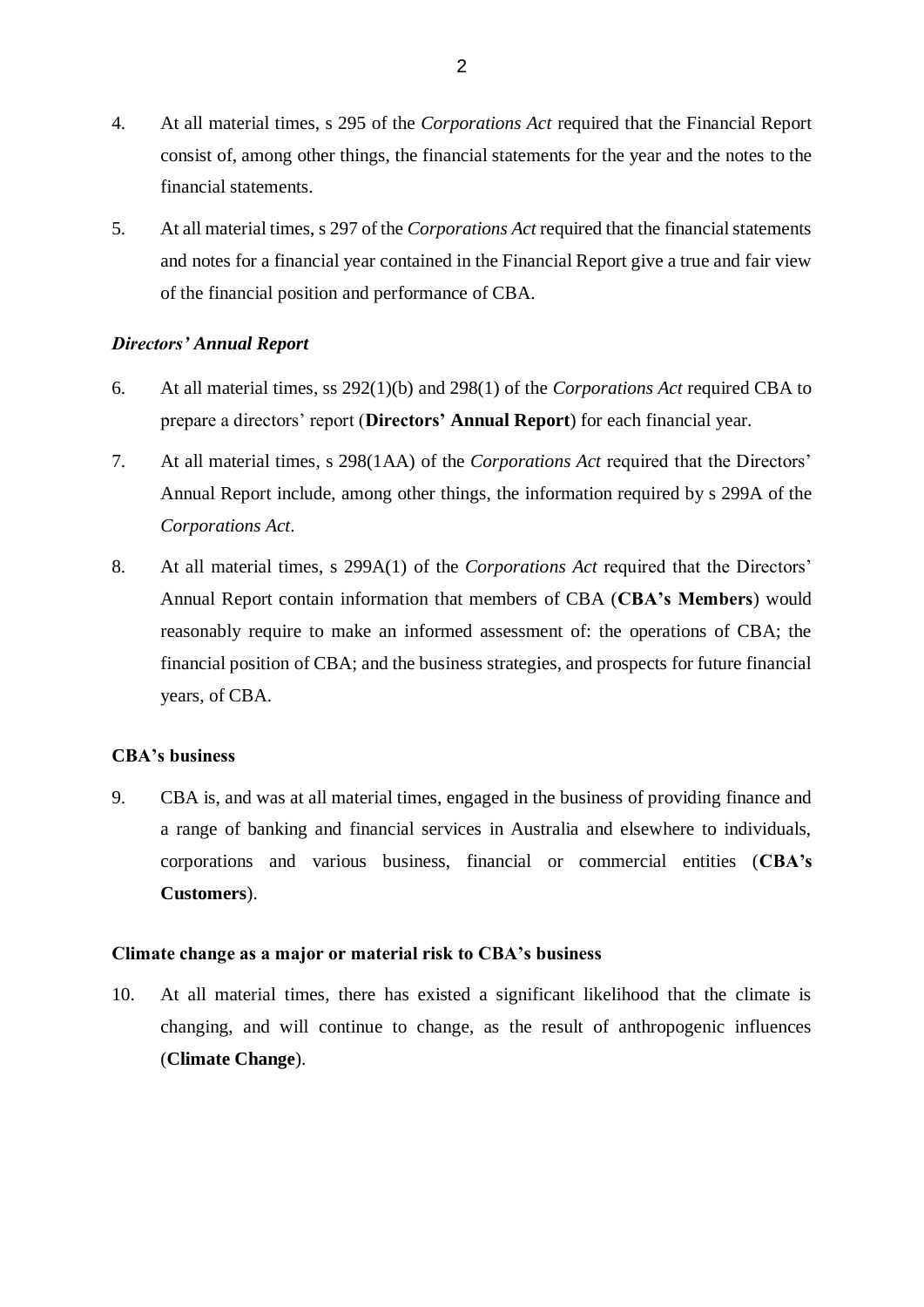4. At all material times, s 295 of the *Corporations Act* required that the Financial Report consist of, among other things, the financial statements for the year and the notes to the financial statements.

5. At all material times, s 297 of the *Corporations Act* required that the financial statements and notes for a financial year contained in the Financial Report give a true and fair view of the financial position and performance of CBA.

### *Directors' Annual Report*

6. At all material times, ss 292(1)(b) and 298(1) of the *Corporations Act* required CBA to prepare a directors' report (**Directors' Annual Report**) for each financial year.

7. At all material times, s 298(1AA) of the *Corporations Act* required that the Directors' Annual Report include, among other things, the information required by s 299A of the *Corporations Act*.

8. At all material times, s 299A(1) of the *Corporations Act* required that the Directors' Annual Report contain information that members of CBA (**CBA's Members**) would reasonably require to make an informed assessment of: the operations of CBA; the financial position of CBA; and the business strategies, and prospects for future financial years, of CBA.

## CBA's business

9. CBA is, and was at all material times, engaged in the business of providing finance and a range of banking and financial services in Australia and elsewhere to individuals, corporations and various business, financial or commercial entities (**CBA's Customers**).

## Climate change as a major or material risk to CBA's business

10. At all material times, there has existed a significant likelihood that the climate is changing, and will continue to change, as the result of anthropogenic influences (**Climate Change**).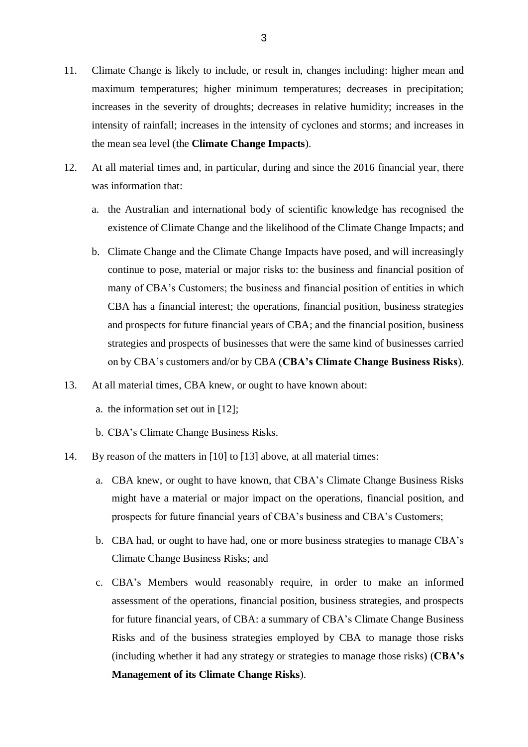11. Climate Change is likely to include, or result in, changes including: higher mean and maximum temperatures; higher minimum temperatures; decreases in precipitation; increases in the severity of droughts; decreases in relative humidity; increases in the intensity of rainfall; increases in the intensity of cyclones and storms; and increases in the mean sea level (the **Climate Change Impacts**).

12. At all material times and, in particular, during and since the 2016 financial year, there was information that:

    a. the Australian and international body of scientific knowledge has recognised the existence of Climate Change and the likelihood of the Climate Change Impacts; and

    b. Climate Change and the Climate Change Impacts have posed, and will increasingly continue to pose, material or major risks to: the business and financial position of many of CBA's Customers; the business and financial position of entities in which CBA has a financial interest; the operations, financial position, business strategies and prospects for future financial years of CBA; and the financial position, business strategies and prospects of businesses that were the same kind of businesses carried on by CBA's customers and/or by CBA (**CBA's Climate Change Business Risks**).

13. At all material times, CBA knew, or ought to have known about:

    a. the information set out in [12];

    b. CBA's Climate Change Business Risks.

14. By reason of the matters in [10] to [13] above, at all material times:

    a. CBA knew, or ought to have known, that CBA's Climate Change Business Risks might have a material or major impact on the operations, financial position, and prospects for future financial years of CBA's business and CBA's Customers;

    b. CBA had, or ought to have had, one or more business strategies to manage CBA's Climate Change Business Risks; and

    c. CBA's Members would reasonably require, in order to make an informed assessment of the operations, financial position, business strategies, and prospects for future financial years, of CBA: a summary of CBA's Climate Change Business Risks and of the business strategies employed by CBA to manage those risks (including whether it had any strategy or strategies to manage those risks) (**CBA's Management of its Climate Change Risks**).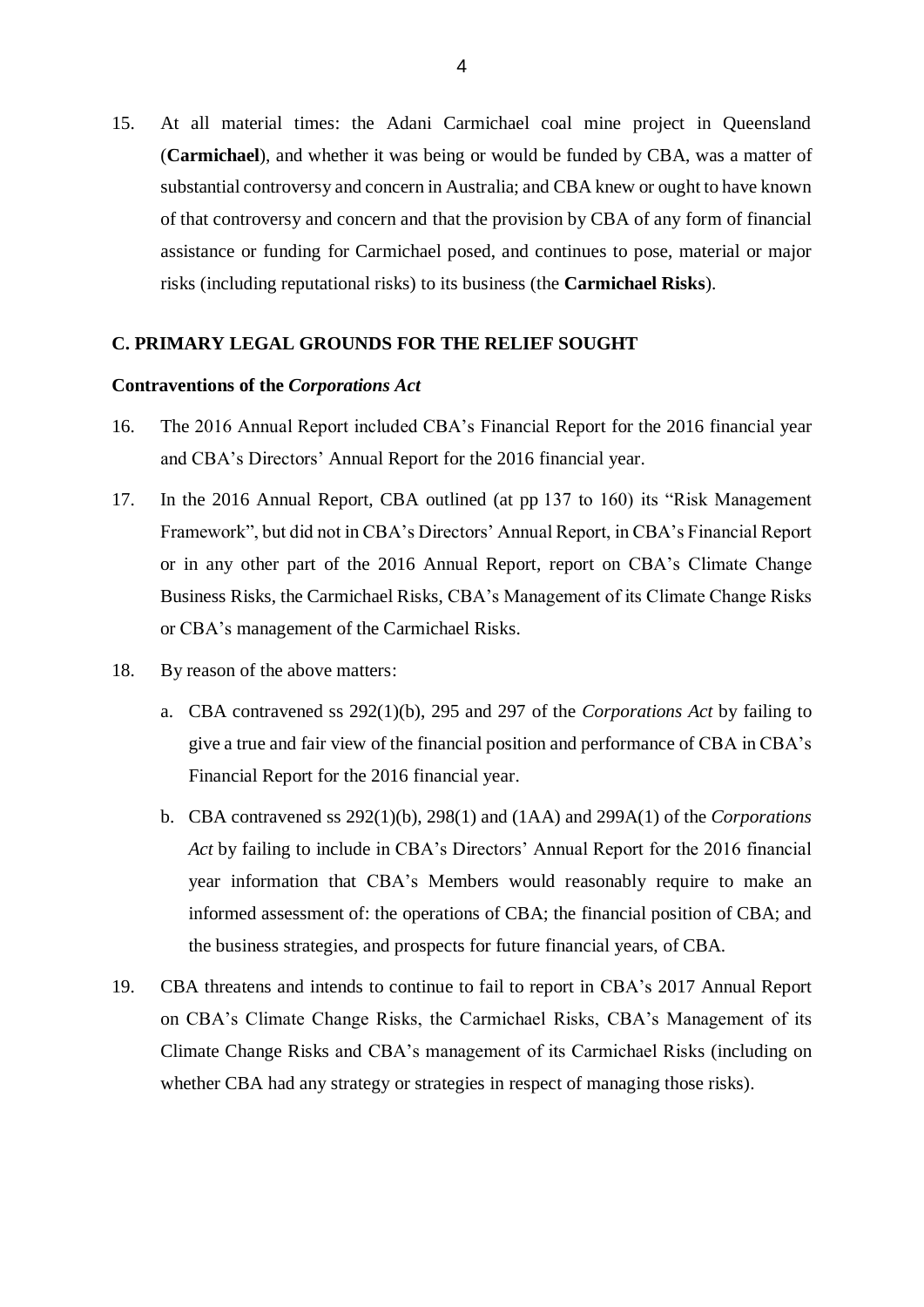15. At all material times: the Adani Carmichael coal mine project in Queensland (**Carmichael**), and whether it was being or would be funded by CBA, was a matter of substantial controversy and concern in Australia; and CBA knew or ought to have known of that controversy and concern and that the provision by CBA of any form of financial assistance or funding for Carmichael posed, and continues to pose, material or major risks (including reputational risks) to its business (the **Carmichael Risks**).

## C. PRIMARY LEGAL GROUNDS FOR THE RELIEF SOUGHT

### Contraventions of the *Corporations Act*

16. The 2016 Annual Report included CBA's Financial Report for the 2016 financial year and CBA's Directors' Annual Report for the 2016 financial year.

17. In the 2016 Annual Report, CBA outlined (at pp 137 to 160) its "Risk Management Framework", but did not in CBA's Directors' Annual Report, in CBA's Financial Report or in any other part of the 2016 Annual Report, report on CBA's Climate Change Business Risks, the Carmichael Risks, CBA's Management of its Climate Change Risks or CBA's management of the Carmichael Risks.

18. By reason of the above matters:

    a. CBA contravened ss 292(1)(b), 295 and 297 of the *Corporations Act* by failing to give a true and fair view of the financial position and performance of CBA in CBA's Financial Report for the 2016 financial year.

    b. CBA contravened ss 292(1)(b), 298(1) and (1AA) and 299A(1) of the *Corporations Act* by failing to include in CBA's Directors' Annual Report for the 2016 financial year information that CBA's Members would reasonably require to make an informed assessment of: the operations of CBA; the financial position of CBA; and the business strategies, and prospects for future financial years, of CBA.

19. CBA threatens and intends to continue to fail to report in CBA's 2017 Annual Report on CBA's Climate Change Risks, the Carmichael Risks, CBA's Management of its Climate Change Risks and CBA's management of its Carmichael Risks (including on whether CBA had any strategy or strategies in respect of managing those risks).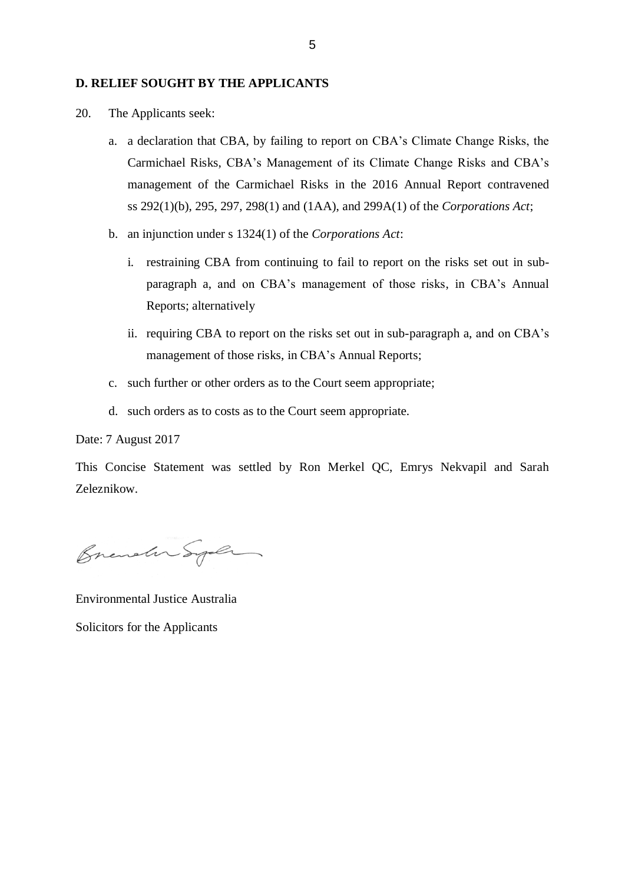## D. RELIEF SOUGHT BY THE APPLICANTS

20. The Applicants seek:

    a. a declaration that CBA, by failing to report on CBA's Climate Change Risks, the Carmichael Risks, CBA's Management of its Climate Change Risks and CBA's management of the Carmichael Risks in the 2016 Annual Report contravened ss 292(1)(b), 295, 297, 298(1) and (1AA), and 299A(1) of the *Corporations Act*;

    b. an injunction under s 1324(1) of the *Corporations Act*:

        i. restraining CBA from continuing to fail to report on the risks set out in sub-paragraph a, and on CBA's management of those risks, in CBA's Annual Reports; alternatively

        ii. requiring CBA to report on the risks set out in sub-paragraph a, and on CBA's management of those risks, in CBA's Annual Reports;

    c. such further or other orders as to the Court seem appropriate;

    d. such orders as to costs as to the Court seem appropriate.

Date: 7 August 2017

This Concise Statement was settled by Ron Merkel QC, Emrys Nekvapil and Sarah Zeleznikow.

Environmental Justice Australia

Solicitors for the Applicants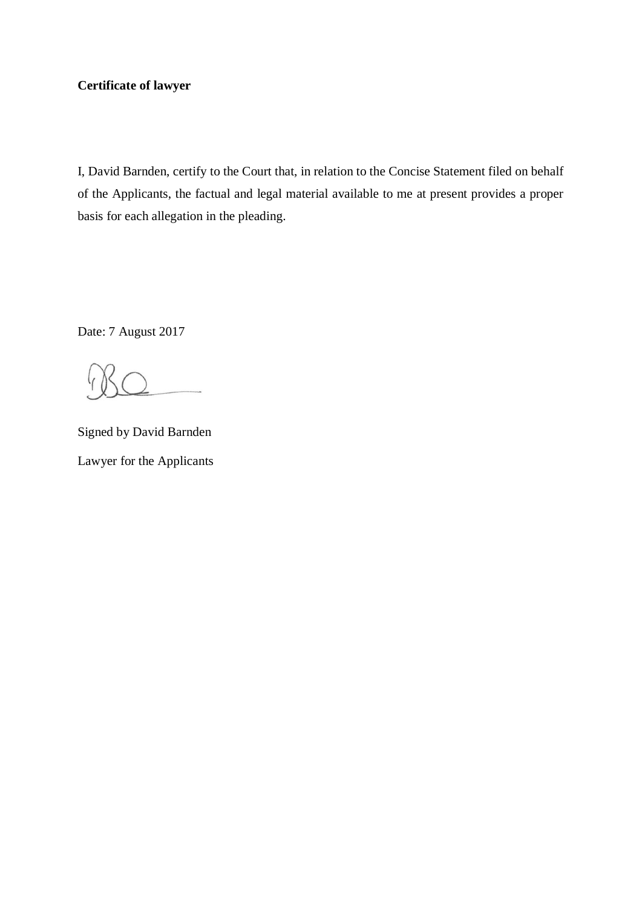**Certificate of lawyer**

I, David Barnden, certify to the Court that, in relation to the Concise Statement filed on behalf of the Applicants, the factual and legal material available to me at present provides a proper basis for each allegation in the pleading.

Date: 7 August 2017

Signed by David Barnden

Lawyer for the Applicants